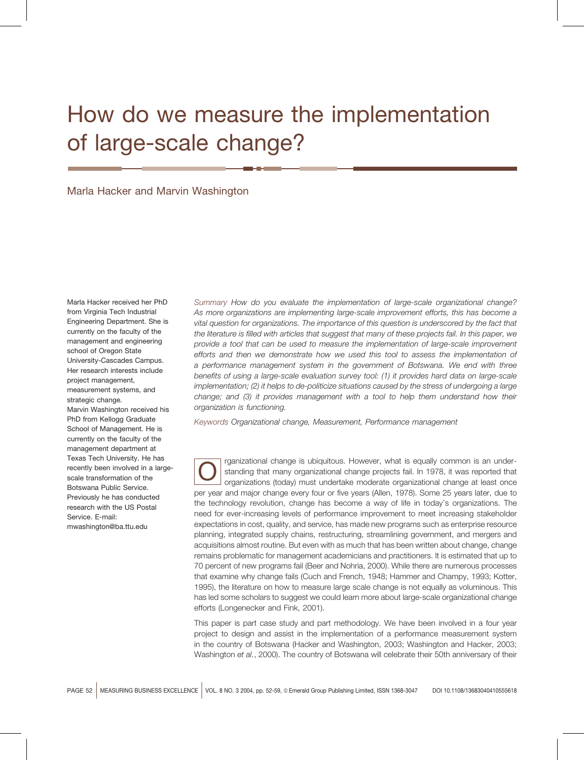# How do we measure the implementation of large-scale change?

Marla Hacker and Marvin Washington

Marla Hacker received her PhD from Virginia Tech Industrial Engineering Department. She is currently on the faculty of the management and engineering school of Oregon State University-Cascades Campus. Her research interests include project management, measurement systems, and strategic change.
Marvin Washington received his PhD from Kellogg Graduate School of Management. He is currently on the faculty of the management department at Texas Tech University. He has recently been involved in a large-scale transformation of the Botswana Public Service. Previously he has conducted research with the US Postal Service. E-mail: mwashington@ba.ttu.edu

*Summary* *How do you evaluate the implementation of large-scale organizational change? As more organizations are implementing large-scale improvement efforts, this has become a vital question for organizations. The importance of this question is underscored by the fact that the literature is filled with articles that suggest that many of these projects fail. In this paper, we provide a tool that can be used to measure the implementation of large-scale improvement efforts and then we demonstrate how we used this tool to assess the implementation of a performance management system in the government of Botswana. We end with three benefits of using a large-scale evaluation survey tool: (1) it provides hard data on large-scale implementation; (2) it helps to de-politicize situations caused by the stress of undergoing a large change; and (3) it provides management with a tool to help them understand how their organization is functioning.*

*Keywords* *Organizational change, Measurement, Performance management*

Organizational change is ubiquitous. However, what is equally common is an understanding that many organizational change projects fail. In 1978, it was reported that organizations (today) must undertake moderate organizational change at least once per year and major change every four or five years (Allen, 1978). Some 25 years later, due to the technology revolution, change has become a way of life in today's organizations. The need for ever-increasing levels of performance improvement to meet increasing stakeholder expectations in cost, quality, and service, has made new programs such as enterprise resource planning, integrated supply chains, restructuring, streamlining government, and mergers and acquisitions almost routine. But even with as much that has been written about change, change remains problematic for management academicians and practitioners. It is estimated that up to 70 percent of new programs fail (Beer and Nohria, 2000). While there are numerous processes that examine why change fails (Cuch and French, 1948; Hammer and Champy, 1993; Kotter, 1995), the literature on how to measure large scale change is not equally as voluminous. This has led some scholars to suggest we could learn more about large-scale organizational change efforts (Longenecker and Fink, 2001).

This paper is part case study and part methodology. We have been involved in a four year project to design and assist in the implementation of a performance measurement system in the country of Botswana (Hacker and Washington, 2003; Washington and Hacker, 2003; Washington *et al.*, 2000). The country of Botswana will celebrate their 50th anniversary of their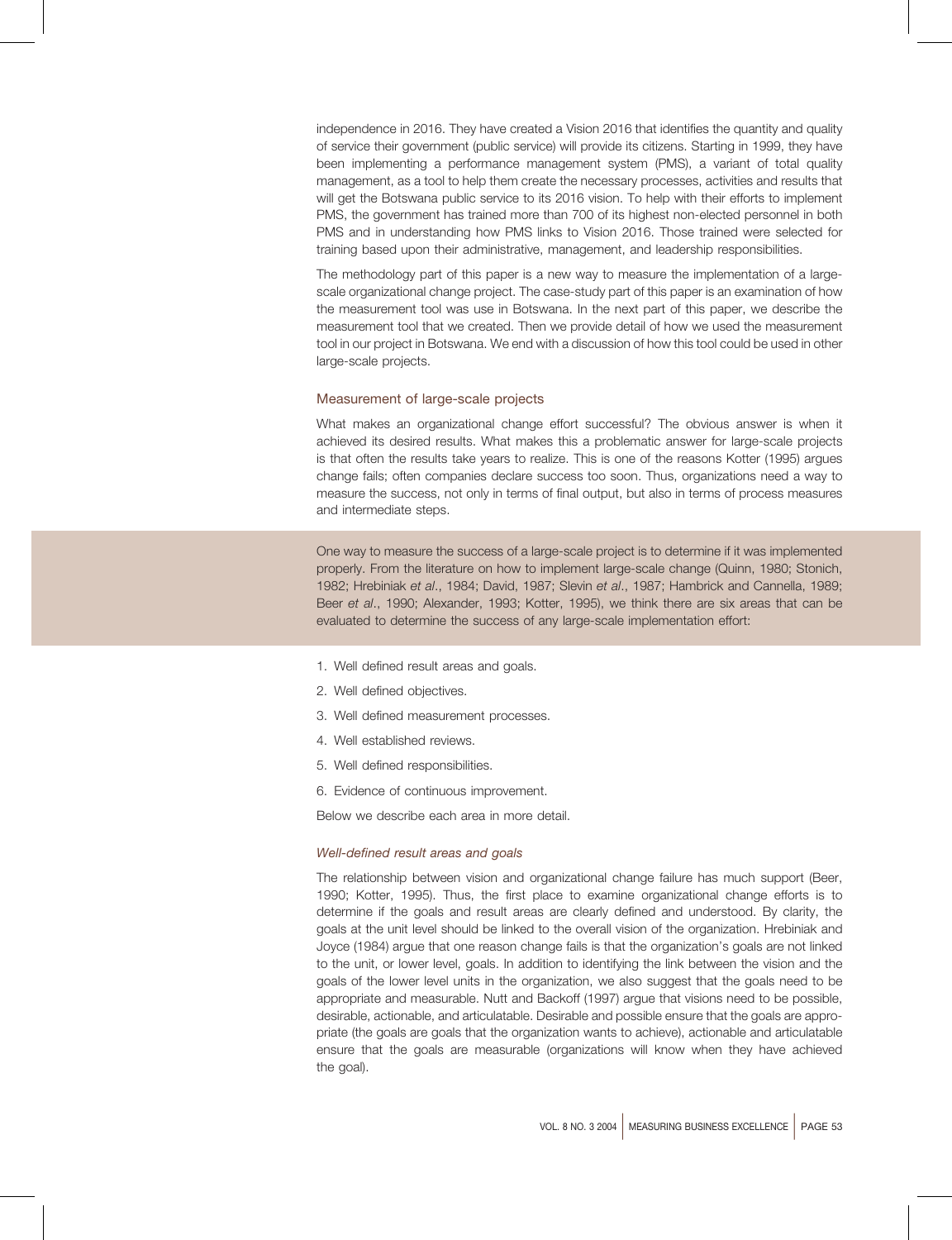independence in 2016. They have created a Vision 2016 that identifies the quantity and quality of service their government (public service) will provide its citizens. Starting in 1999, they have been implementing a performance management system (PMS), a variant of total quality management, as a tool to help them create the necessary processes, activities and results that will get the Botswana public service to its 2016 vision. To help with their efforts to implement PMS, the government has trained more than 700 of its highest non-elected personnel in both PMS and in understanding how PMS links to Vision 2016. Those trained were selected for training based upon their administrative, management, and leadership responsibilities.

The methodology part of this paper is a new way to measure the implementation of a large-scale organizational change project. The case-study part of this paper is an examination of how the measurement tool was use in Botswana. In the next part of this paper, we describe the measurement tool that we created. Then we provide detail of how we used the measurement tool in our project in Botswana. We end with a discussion of how this tool could be used in other large-scale projects.

## Measurement of large-scale projects

What makes an organizational change effort successful? The obvious answer is when it achieved its desired results. What makes this a problematic answer for large-scale projects is that often the results take years to realize. This is one of the reasons Kotter (1995) argues change fails; often companies declare success too soon. Thus, organizations need a way to measure the success, not only in terms of final output, but also in terms of process measures and intermediate steps.

One way to measure the success of a large-scale project is to determine if it was implemented properly. From the literature on how to implement large-scale change (Quinn, 1980; Stonich, 1982; Hrebiniak *et al*., 1984; David, 1987; Slevin *et al*., 1987; Hambrick and Cannella, 1989; Beer *et al*., 1990; Alexander, 1993; Kotter, 1995), we think there are six areas that can be evaluated to determine the success of any large-scale implementation effort:

1. Well defined result areas and goals.
2. Well defined objectives.
3. Well defined measurement processes.
4. Well established reviews.
5. Well defined responsibilities.
6. Evidence of continuous improvement.

Below we describe each area in more detail.

### *Well-defined result areas and goals*

The relationship between vision and organizational change failure has much support (Beer, 1990; Kotter, 1995). Thus, the first place to examine organizational change efforts is to determine if the goals and result areas are clearly defined and understood. By clarity, the goals at the unit level should be linked to the overall vision of the organization. Hrebiniak and Joyce (1984) argue that one reason change fails is that the organization's goals are not linked to the unit, or lower level, goals. In addition to identifying the link between the vision and the goals of the lower level units in the organization, we also suggest that the goals need to be appropriate and measurable. Nutt and Backoff (1997) argue that visions need to be possible, desirable, actionable, and articulatable. Desirable and possible ensure that the goals are appropriate (the goals are goals that the organization wants to achieve), actionable and articulatable ensure that the goals are measurable (organizations will know when they have achieved the goal).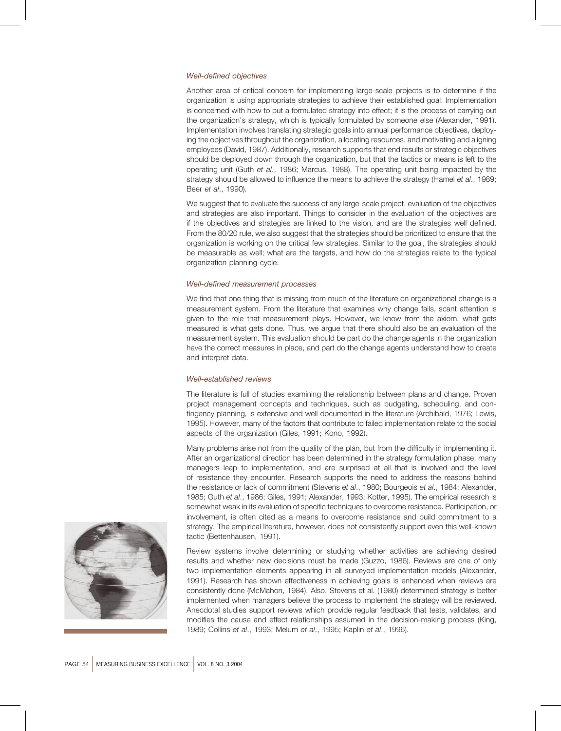### *Well-defined objectives*

Another area of critical concern for implementing large-scale projects is to determine if the organization is using appropriate strategies to achieve their established goal. Implementation is concerned with how to put a formulated strategy into effect; it is the process of carrying out the organization's strategy, which is typically formulated by someone else (Alexander, 1991). Implementation involves translating strategic goals into annual performance objectives, deploying the objectives throughout the organization, allocating resources, and motivating and aligning employees (David, 1987). Additionally, research supports that end results or strategic objectives should be deployed down through the organization, but that the tactics or means is left to the operating unit (Guth *et al*., 1986; Marcus, 1988). The operating unit being impacted by the strategy should be allowed to influence the means to achieve the strategy (Hamel *et al*., 1989; Beer *et al*., 1990).

We suggest that to evaluate the success of any large-scale project, evaluation of the objectives and strategies are also important. Things to consider in the evaluation of the objectives are if the objectives and strategies are linked to the vision, and are the strategies well defined. From the 80/20 rule, we also suggest that the strategies should be prioritized to ensure that the organization is working on the critical few strategies. Similar to the goal, the strategies should be measurable as well; what are the targets, and how do the strategies relate to the typical organization planning cycle.

### *Well-defined measurement processes*

We find that one thing that is missing from much of the literature on organizational change is a measurement system. From the literature that examines why change fails, scant attention is given to the role that measurement plays. However, we know from the axiom, what gets measured is what gets done. Thus, we argue that there should also be an evaluation of the measurement system. This evaluation should be part do the change agents in the organization have the correct measures in place, and part do the change agents understand how to create and interpret data.

### *Well-established reviews*

The literature is full of studies examining the relationship between plans and change. Proven project management concepts and techniques, such as budgeting, scheduling, and contingency planning, is extensive and well documented in the literature (Archibald, 1976; Lewis, 1995). However, many of the factors that contribute to failed implementation relate to the social aspects of the organization (Giles, 1991; Kono, 1992).

Many problems arise not from the quality of the plan, but from the difficulty in implementing it. After an organizational direction has been determined in the strategy formulation phase, many managers leap to implementation, and are surprised at all that is involved and the level of resistance they encounter. Research supports the need to address the reasons behind the resistance or lack of commitment (Stevens *et al*., 1980; Bourgeois *et al*., 1984; Alexander, 1985; Guth *et al*., 1986; Giles, 1991; Alexander, 1993; Kotter, 1995). The empirical research is somewhat weak in its evaluation of specific techniques to overcome resistance. Participation, or involvement, is often cited as a means to overcome resistance and build commitment to a strategy. The empirical literature, however, does not consistently support even this well-known tactic (Bettenhausen, 1991).

Review systems involve determining or studying whether activities are achieving desired results and whether new decisions must be made (Guzzo, 1986). Reviews are one of only two implementation elements appearing in all surveyed implementation models (Alexander, 1991). Research has shown effectiveness in achieving goals is enhanced when reviews are consistently done (McMahon, 1984). Also, Stevens et al. (1980) determined strategy is better implemented when managers believe the process to implement the strategy will be reviewed. Anecdotal studies support reviews which provide regular feedback that tests, validates, and modifies the cause and effect relationships assumed in the decision-making process (King, 1989; Collins *et al*., 1993; Melum *et al*., 1995; Kaplin *et al*., 1996).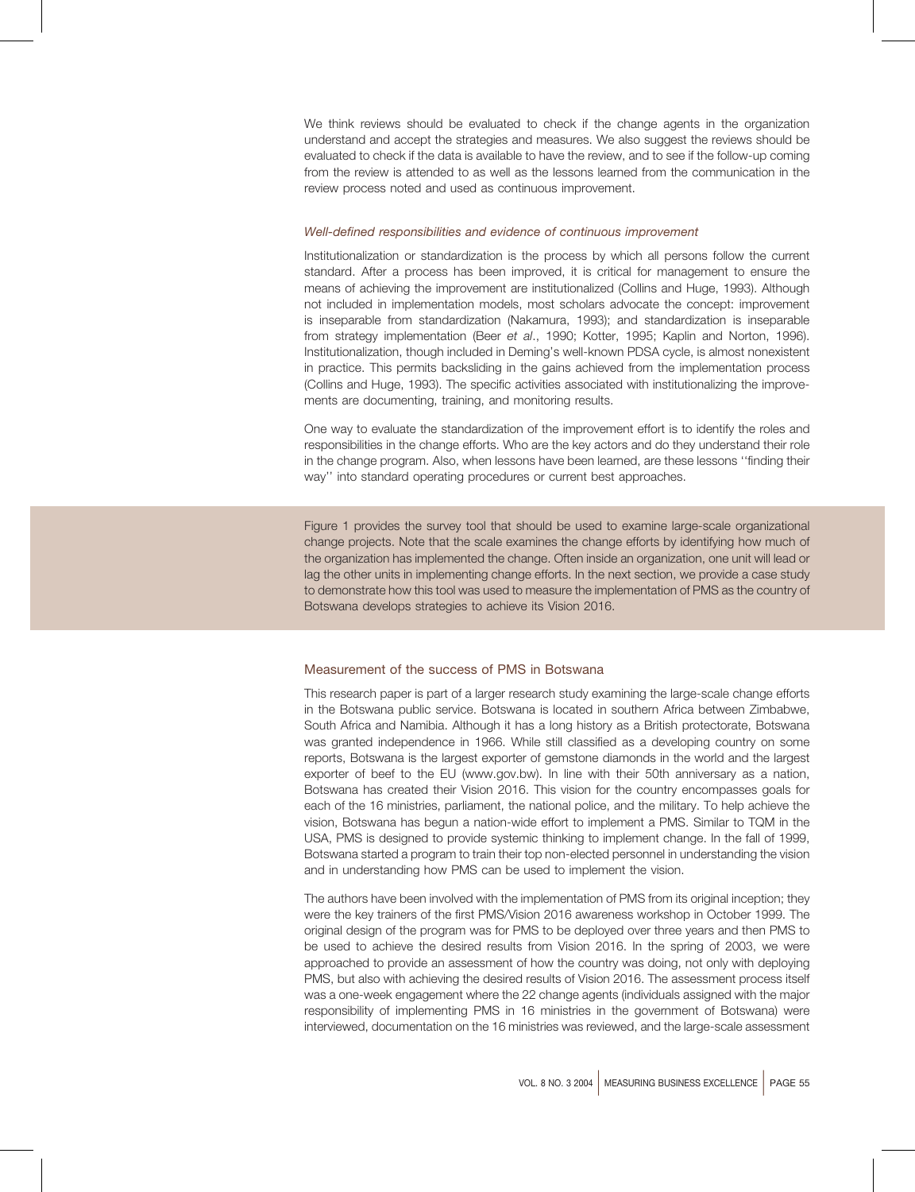We think reviews should be evaluated to check if the change agents in the organization understand and accept the strategies and measures. We also suggest the reviews should be evaluated to check if the data is available to have the review, and to see if the follow-up coming from the review is attended to as well as the lessons learned from the communication in the review process noted and used as continuous improvement.

### *Well-defined responsibilities and evidence of continuous improvement*

Institutionalization or standardization is the process by which all persons follow the current standard. After a process has been improved, it is critical for management to ensure the means of achieving the improvement are institutionalized (Collins and Huge, 1993). Although not included in implementation models, most scholars advocate the concept: improvement is inseparable from standardization (Nakamura, 1993); and standardization is inseparable from strategy implementation (Beer *et al*., 1990; Kotter, 1995; Kaplin and Norton, 1996). Institutionalization, though included in Deming's well-known PDSA cycle, is almost nonexistent in practice. This permits backsliding in the gains achieved from the implementation process (Collins and Huge, 1993). The specific activities associated with institutionalizing the improvements are documenting, training, and monitoring results.

One way to evaluate the standardization of the improvement effort is to identify the roles and responsibilities in the change efforts. Who are the key actors and do they understand their role in the change program. Also, when lessons have been learned, are these lessons ''finding their way'' into standard operating procedures or current best approaches.

Figure 1 provides the survey tool that should be used to examine large-scale organizational change projects. Note that the scale examines the change efforts by identifying how much of the organization has implemented the change. Often inside an organization, one unit will lead or lag the other units in implementing change efforts. In the next section, we provide a case study to demonstrate how this tool was used to measure the implementation of PMS as the country of Botswana develops strategies to achieve its Vision 2016.

## Measurement of the success of PMS in Botswana

This research paper is part of a larger research study examining the large-scale change efforts in the Botswana public service. Botswana is located in southern Africa between Zimbabwe, South Africa and Namibia. Although it has a long history as a British protectorate, Botswana was granted independence in 1966. While still classified as a developing country on some reports, Botswana is the largest exporter of gemstone diamonds in the world and the largest exporter of beef to the EU (www.gov.bw). In line with their 50th anniversary as a nation, Botswana has created their Vision 2016. This vision for the country encompasses goals for each of the 16 ministries, parliament, the national police, and the military. To help achieve the vision, Botswana has begun a nation-wide effort to implement a PMS. Similar to TQM in the USA, PMS is designed to provide systemic thinking to implement change. In the fall of 1999, Botswana started a program to train their top non-elected personnel in understanding the vision and in understanding how PMS can be used to implement the vision.

The authors have been involved with the implementation of PMS from its original inception; they were the key trainers of the first PMS/Vision 2016 awareness workshop in October 1999. The original design of the program was for PMS to be deployed over three years and then PMS to be used to achieve the desired results from Vision 2016. In the spring of 2003, we were approached to provide an assessment of how the country was doing, not only with deploying PMS, but also with achieving the desired results of Vision 2016. The assessment process itself was a one-week engagement where the 22 change agents (individuals assigned with the major responsibility of implementing PMS in 16 ministries in the government of Botswana) were interviewed, documentation on the 16 ministries was reviewed, and the large-scale assessment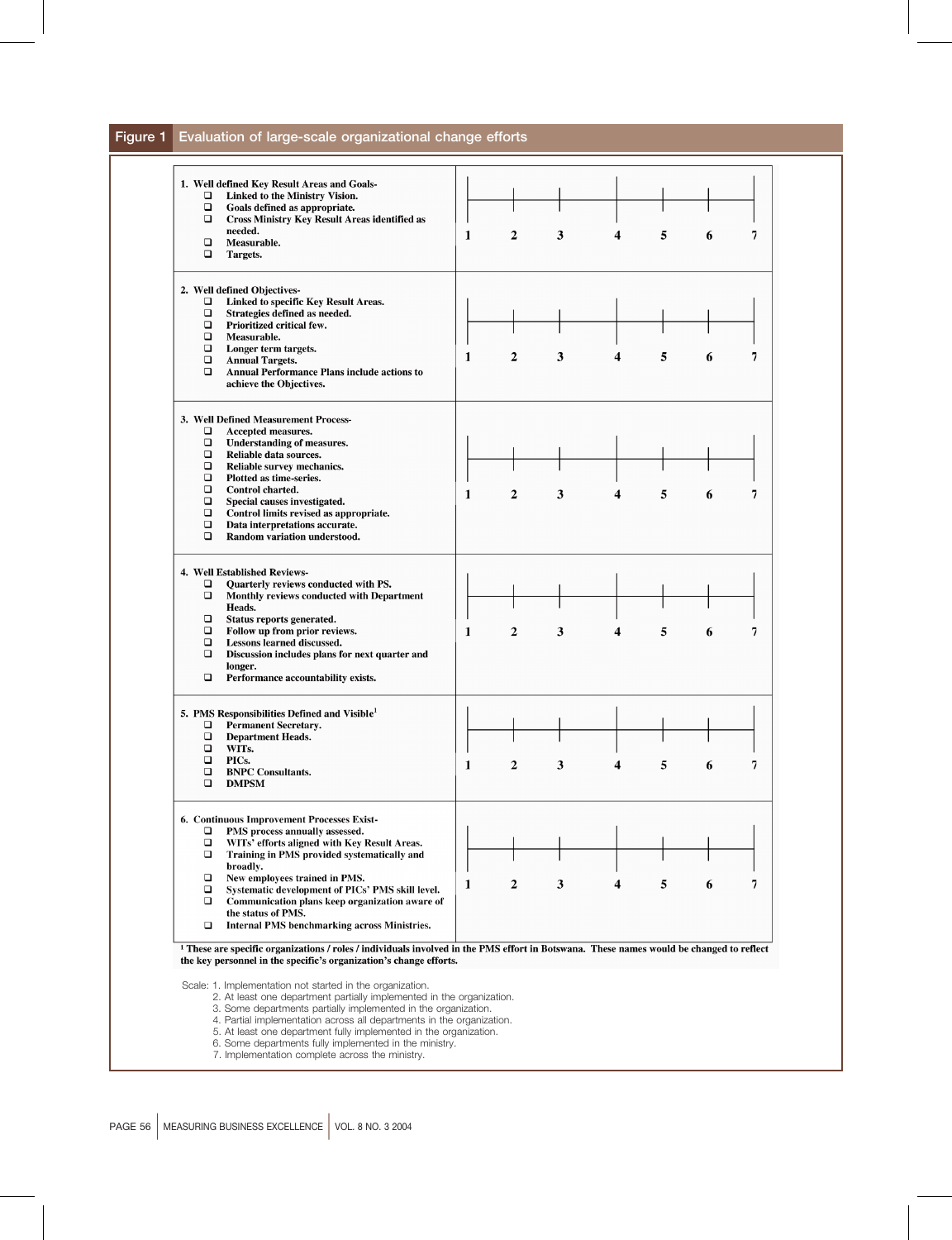**Figure 1** Evaluation of large-scale organizational change efforts

| Criteria | Rating scale |
|---|---|
| **1. Well defined Key Result Areas and Goals-**<br>❑ Linked to the Ministry Vision.<br>❑ Goals defined as appropriate.<br>❑ Cross Ministry Key Result Areas identified as needed.<br>❑ Measurable.<br>❑ Targets. | 1 — 2 — 3 — 4 — 5 — 6 — 7 |
| **2. Well defined Objectives-**<br>❑ Linked to specific Key Result Areas.<br>❑ Strategies defined as needed.<br>❑ Prioritized critical few.<br>❑ Measurable.<br>❑ Longer term targets.<br>❑ Annual Targets.<br>❑ Annual Performance Plans include actions to achieve the Objectives. | 1 — 2 — 3 — 4 — 5 — 6 — 7 |
| **3. Well Defined Measurement Process-**<br>❑ Accepted measures.<br>❑ Understanding of measures.<br>❑ Reliable data sources.<br>❑ Reliable survey mechanics.<br>❑ Plotted as time-series.<br>❑ Control charted.<br>❑ Special causes investigated.<br>❑ Control limits revised as appropriate.<br>❑ Data interpretations accurate.<br>❑ Random variation understood. | 1 — 2 — 3 — 4 — 5 — 6 — 7 |
| **4. Well Established Reviews-**<br>❑ Quarterly reviews conducted with PS.<br>❑ Monthly reviews conducted with Department Heads.<br>❑ Status reports generated.<br>❑ Follow up from prior reviews.<br>❑ Lessons learned discussed.<br>❑ Discussion includes plans for next quarter and longer.<br>❑ Performance accountability exists. | 1 — 2 — 3 — 4 — 5 — 6 — 7 |
| **5. PMS Responsibilities Defined and Visible[1]**<br>❑ Permanent Secretary.<br>❑ Department Heads.<br>❑ WITs.<br>❑ PICs.<br>❑ BNPC Consultants.<br>❑ DMPSM | 1 — 2 — 3 — 4 — 5 — 6 — 7 |
| **6. Continuous Improvement Processes Exist-**<br>❑ PMS process annually assessed.<br>❑ WITs' efforts aligned with Key Result Areas.<br>❑ Training in PMS provided systematically and broadly.<br>❑ New employees trained in PMS.<br>❑ Systematic development of PICs' PMS skill level.<br>❑ Communication plans keep organization aware of the status of PMS.<br>❑ Internal PMS benchmarking across Ministries. | 1 — 2 — 3 — 4 — 5 — 6 — 7 |

[1] These are specific organizations / roles / individuals involved in the PMS effort in Botswana. These names would be changed to reflect the key personnel in the specific's organization's change efforts.

Scale:
1. Implementation not started in the organization.
2. At least one department partially implemented in the organization.
3. Some departments partially implemented in the organization.
4. Partial implementation across all departments in the organization.
5. At least one department fully implemented in the organization.
6. Some departments fully implemented in the ministry.
7. Implementation complete across the ministry.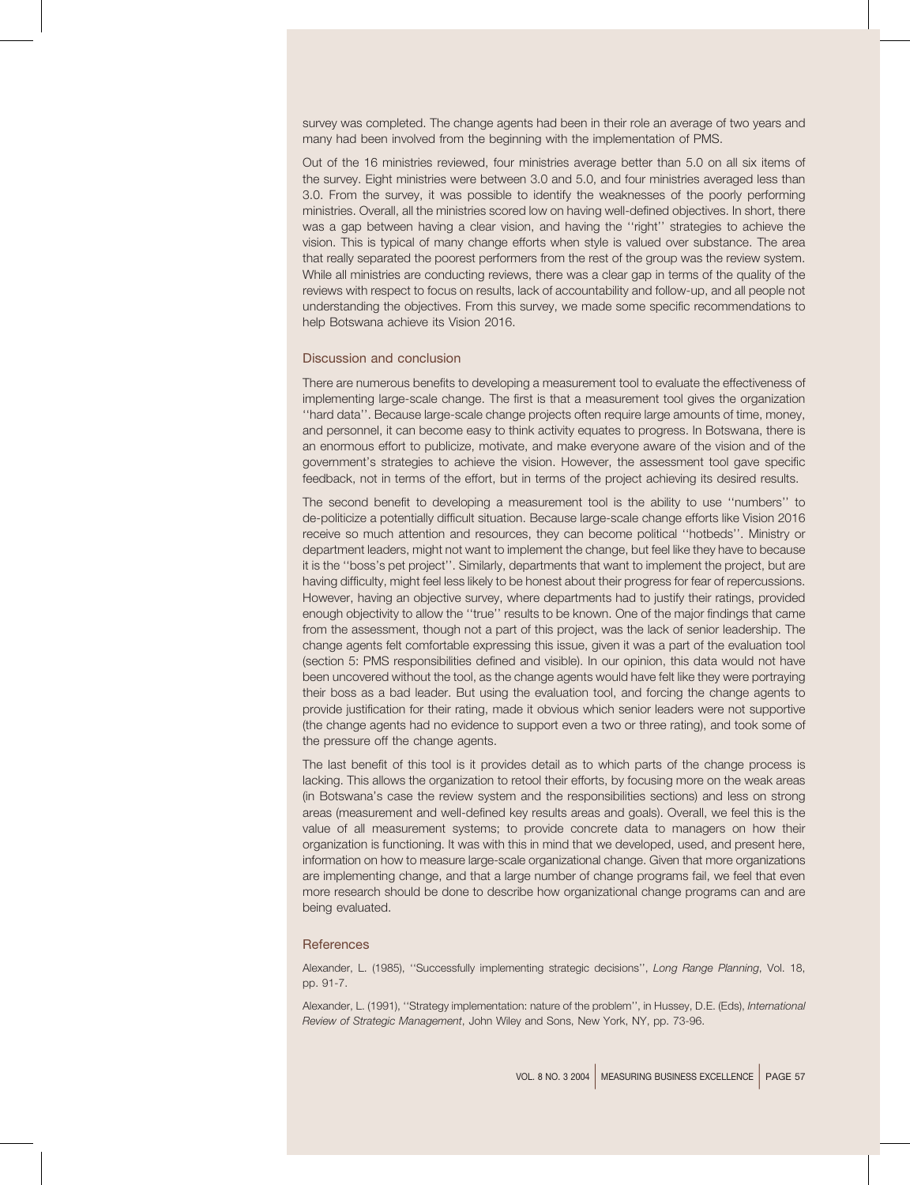survey was completed. The change agents had been in their role an average of two years and many had been involved from the beginning with the implementation of PMS.

Out of the 16 ministries reviewed, four ministries average better than 5.0 on all six items of the survey. Eight ministries were between 3.0 and 5.0, and four ministries averaged less than 3.0. From the survey, it was possible to identify the weaknesses of the poorly performing ministries. Overall, all the ministries scored low on having well-defined objectives. In short, there was a gap between having a clear vision, and having the ''right'' strategies to achieve the vision. This is typical of many change efforts when style is valued over substance. The area that really separated the poorest performers from the rest of the group was the review system. While all ministries are conducting reviews, there was a clear gap in terms of the quality of the reviews with respect to focus on results, lack of accountability and follow-up, and all people not understanding the objectives. From this survey, we made some specific recommendations to help Botswana achieve its Vision 2016.

## Discussion and conclusion

There are numerous benefits to developing a measurement tool to evaluate the effectiveness of implementing large-scale change. The first is that a measurement tool gives the organization ''hard data''. Because large-scale change projects often require large amounts of time, money, and personnel, it can become easy to think activity equates to progress. In Botswana, there is an enormous effort to publicize, motivate, and make everyone aware of the vision and of the government's strategies to achieve the vision. However, the assessment tool gave specific feedback, not in terms of the effort, but in terms of the project achieving its desired results.

The second benefit to developing a measurement tool is the ability to use ''numbers'' to de-politicize a potentially difficult situation. Because large-scale change efforts like Vision 2016 receive so much attention and resources, they can become political ''hotbeds''. Ministry or department leaders, might not want to implement the change, but feel like they have to because it is the ''boss's pet project''. Similarly, departments that want to implement the project, but are having difficulty, might feel less likely to be honest about their progress for fear of repercussions. However, having an objective survey, where departments had to justify their ratings, provided enough objectivity to allow the ''true'' results to be known. One of the major findings that came from the assessment, though not a part of this project, was the lack of senior leadership. The change agents felt comfortable expressing this issue, given it was a part of the evaluation tool (section 5: PMS responsibilities defined and visible). In our opinion, this data would not have been uncovered without the tool, as the change agents would have felt like they were portraying their boss as a bad leader. But using the evaluation tool, and forcing the change agents to provide justification for their rating, made it obvious which senior leaders were not supportive (the change agents had no evidence to support even a two or three rating), and took some of the pressure off the change agents.

The last benefit of this tool is it provides detail as to which parts of the change process is lacking. This allows the organization to retool their efforts, by focusing more on the weak areas (in Botswana's case the review system and the responsibilities sections) and less on strong areas (measurement and well-defined key results areas and goals). Overall, we feel this is the value of all measurement systems; to provide concrete data to managers on how their organization is functioning. It was with this in mind that we developed, used, and present here, information on how to measure large-scale organizational change. Given that more organizations are implementing change, and that a large number of change programs fail, we feel that even more research should be done to describe how organizational change programs can and are being evaluated.

## References

Alexander, L. (1985), ''Successfully implementing strategic decisions'', *Long Range Planning*, Vol. 18, pp. 91-7.

Alexander, L. (1991), ''Strategy implementation: nature of the problem'', in Hussey, D.E. (Eds), *International Review of Strategic Management*, John Wiley and Sons, New York, NY, pp. 73-96.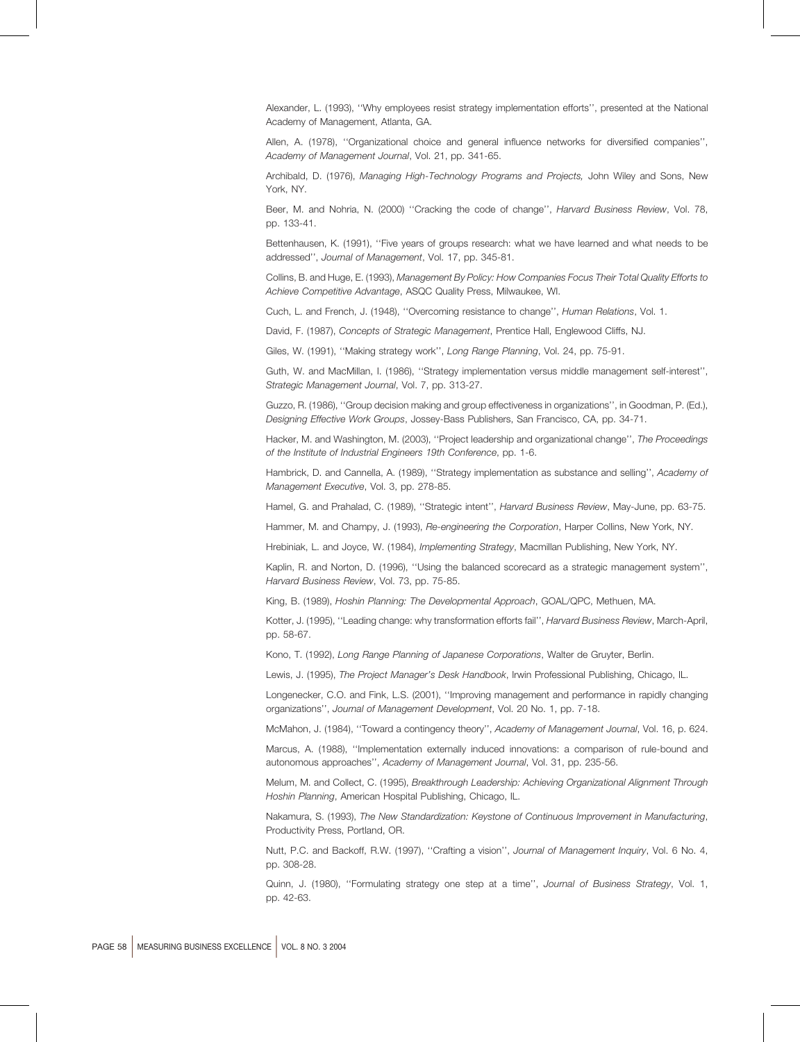Alexander, L. (1993), ''Why employees resist strategy implementation efforts'', presented at the National Academy of Management, Atlanta, GA.

Allen, A. (1978), ''Organizational choice and general influence networks for diversified companies'', *Academy of Management Journal*, Vol. 21, pp. 341-65.

Archibald, D. (1976), *Managing High-Technology Programs and Projects,* John Wiley and Sons, New York, NY.

Beer, M. and Nohria, N. (2000) ''Cracking the code of change'', *Harvard Business Review*, Vol. 78, pp. 133-41.

Bettenhausen, K. (1991), ''Five years of groups research: what we have learned and what needs to be addressed'', *Journal of Management*, Vol. 17, pp. 345-81.

Collins, B. and Huge, E. (1993), *Management By Policy: How Companies Focus Their Total Quality Efforts to Achieve Competitive Advantage*, ASQC Quality Press, Milwaukee, WI.

Cuch, L. and French, J. (1948), ''Overcoming resistance to change'', *Human Relations*, Vol. 1.

David, F. (1987), *Concepts of Strategic Management*, Prentice Hall, Englewood Cliffs, NJ.

Giles, W. (1991), ''Making strategy work'', *Long Range Planning*, Vol. 24, pp. 75-91.

Guth, W. and MacMillan, I. (1986), ''Strategy implementation versus middle management self-interest'', *Strategic Management Journal*, Vol. 7, pp. 313-27.

Guzzo, R. (1986), ''Group decision making and group effectiveness in organizations'', in Goodman, P. (Ed.), *Designing Effective Work Groups*, Jossey-Bass Publishers, San Francisco, CA, pp. 34-71.

Hacker, M. and Washington, M. (2003), ''Project leadership and organizational change'', *The Proceedings of the Institute of Industrial Engineers 19th Conference*, pp. 1-6.

Hambrick, D. and Cannella, A. (1989), ''Strategy implementation as substance and selling'', *Academy of Management Executive*, Vol. 3, pp. 278-85.

Hamel, G. and Prahalad, C. (1989), ''Strategic intent'', *Harvard Business Review*, May-June, pp. 63-75.

Hammer, M. and Champy, J. (1993), *Re-engineering the Corporation*, Harper Collins, New York, NY.

Hrebiniak, L. and Joyce, W. (1984), *Implementing Strategy*, Macmillan Publishing, New York, NY.

Kaplin, R. and Norton, D. (1996), ''Using the balanced scorecard as a strategic management system'', *Harvard Business Review*, Vol. 73, pp. 75-85.

King, B. (1989), *Hoshin Planning: The Developmental Approach*, GOAL/QPC, Methuen, MA.

Kotter, J. (1995), ''Leading change: why transformation efforts fail'', *Harvard Business Review*, March-April, pp. 58-67.

Kono, T. (1992), *Long Range Planning of Japanese Corporations*, Walter de Gruyter, Berlin.

Lewis, J. (1995), *The Project Manager's Desk Handbook*, Irwin Professional Publishing, Chicago, IL.

Longenecker, C.O. and Fink, L.S. (2001), ''Improving management and performance in rapidly changing organizations'', *Journal of Management Development*, Vol. 20 No. 1, pp. 7-18.

McMahon, J. (1984), ''Toward a contingency theory'', *Academy of Management Journal*, Vol. 16, p. 624.

Marcus, A. (1988), ''Implementation externally induced innovations: a comparison of rule-bound and autonomous approaches'', *Academy of Management Journal*, Vol. 31, pp. 235-56.

Melum, M. and Collect, C. (1995), *Breakthrough Leadership: Achieving Organizational Alignment Through Hoshin Planning*, American Hospital Publishing, Chicago, IL.

Nakamura, S. (1993), *The New Standardization: Keystone of Continuous Improvement in Manufacturing*, Productivity Press, Portland, OR.

Nutt, P.C. and Backoff, R.W. (1997), ''Crafting a vision'', *Journal of Management Inquiry*, Vol. 6 No. 4, pp. 308-28.

Quinn, J. (1980), ''Formulating strategy one step at a time'', *Journal of Business Strategy*, Vol. 1, pp. 42-63.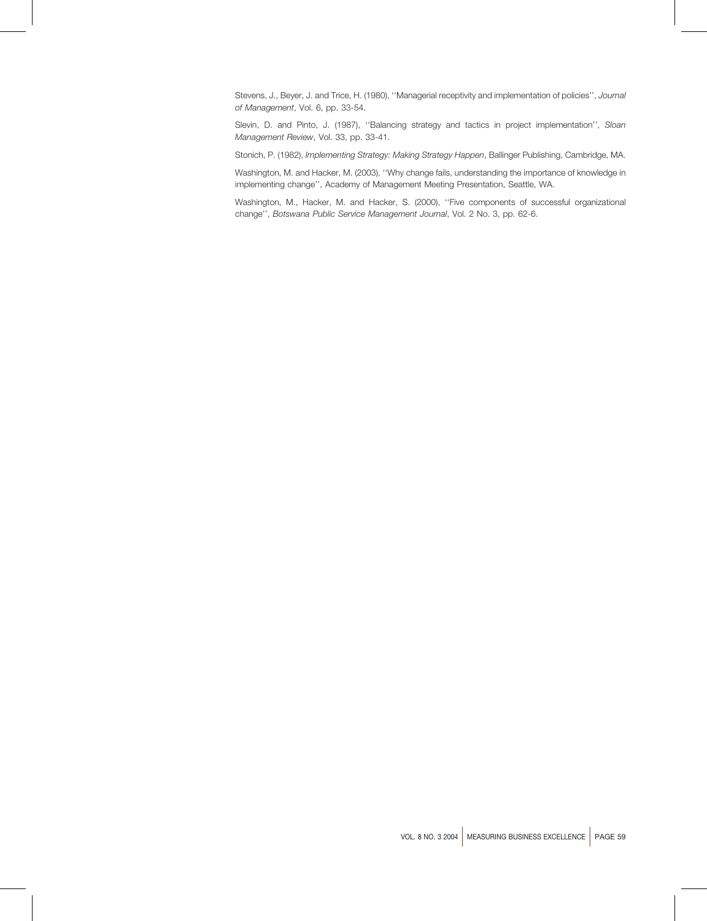Stevens, J., Beyer, J. and Trice, H. (1980), ''Managerial receptivity and implementation of policies'', *Journal of Management*, Vol. 6, pp. 33-54.

Slevin, D. and Pinto, J. (1987), ''Balancing strategy and tactics in project implementation'', *Sloan Management Review*, Vol. 33, pp. 33-41.

Stonich, P. (1982), *Implementing Strategy: Making Strategy Happen*, Ballinger Publishing, Cambridge, MA.

Washington, M. and Hacker, M. (2003), ''Why change fails, understanding the importance of knowledge in implementing change'', Academy of Management Meeting Presentation, Seattle, WA.

Washington, M., Hacker, M. and Hacker, S. (2000), ''Five components of successful organizational change'', *Botswana Public Service Management Journal*, Vol. 2 No. 3, pp. 62-6.